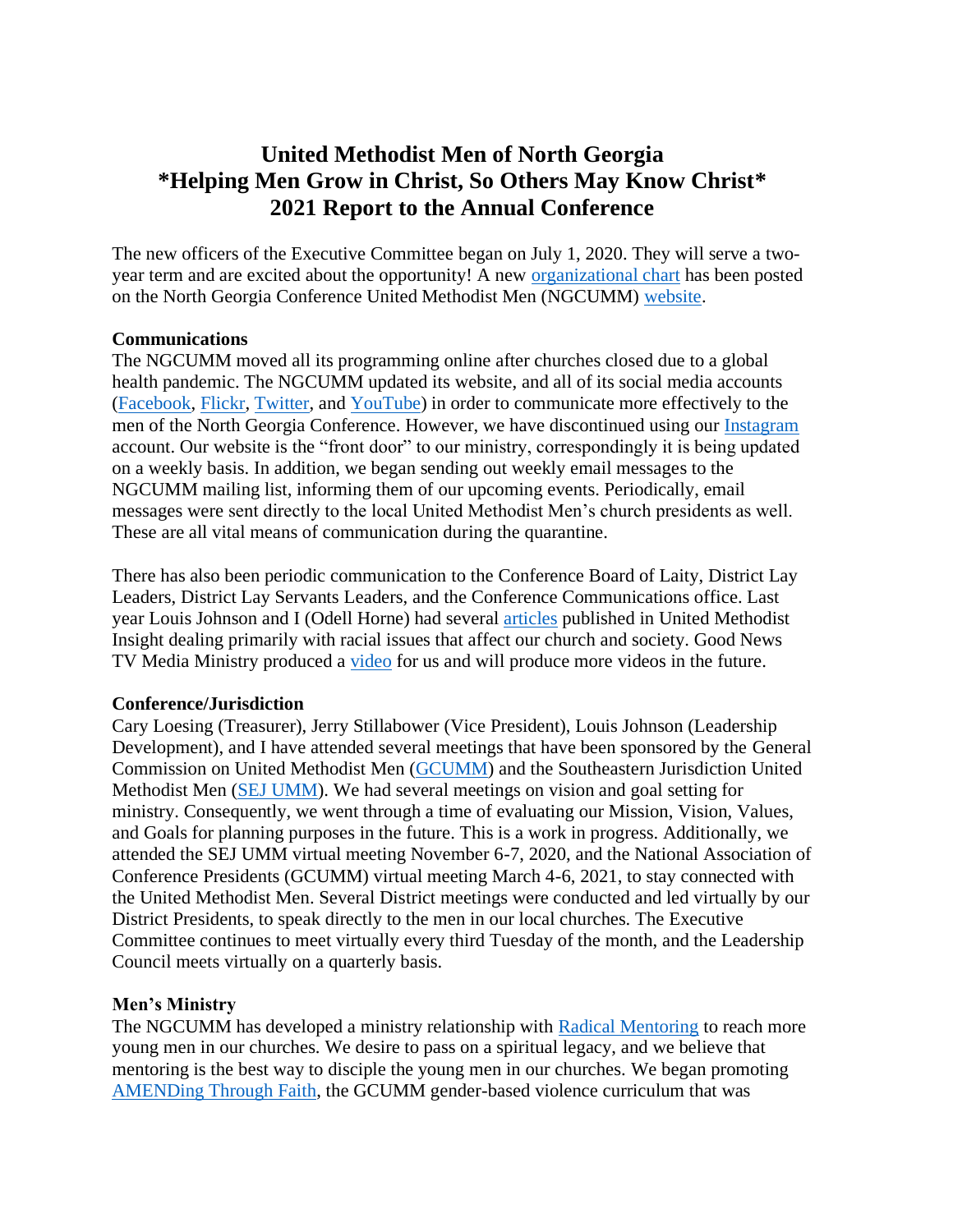# United Methodist Men of North Georgia
# *Helping Men Grow in Christ, So Others May Know Christ*
# 2021 Report to the Annual Conference

The new officers of the Executive Committee began on July 1, 2020. They will serve a two-year term and are excited about the opportunity! A new organizational chart has been posted on the North Georgia Conference United Methodist Men (NGCUMM) website.

**Communications**

The NGCUMM moved all its programming online after churches closed due to a global health pandemic. The NGCUMM updated its website, and all of its social media accounts (Facebook, Flickr, Twitter, and YouTube) in order to communicate more effectively to the men of the North Georgia Conference. However, we have discontinued using our Instagram account. Our website is the "front door" to our ministry, correspondingly it is being updated on a weekly basis. In addition, we began sending out weekly email messages to the NGCUMM mailing list, informing them of our upcoming events. Periodically, email messages were sent directly to the local United Methodist Men's church presidents as well. These are all vital means of communication during the quarantine.

There has also been periodic communication to the Conference Board of Laity, District Lay Leaders, District Lay Servants Leaders, and the Conference Communications office. Last year Louis Johnson and I (Odell Horne) had several articles published in United Methodist Insight dealing primarily with racial issues that affect our church and society. Good News TV Media Ministry produced a video for us and will produce more videos in the future.

**Conference/Jurisdiction**

Cary Loesing (Treasurer), Jerry Stillabower (Vice President), Louis Johnson (Leadership Development), and I have attended several meetings that have been sponsored by the General Commission on United Methodist Men (GCUMM) and the Southeastern Jurisdiction United Methodist Men (SEJ UMM). We had several meetings on vision and goal setting for ministry. Consequently, we went through a time of evaluating our Mission, Vision, Values, and Goals for planning purposes in the future. This is a work in progress. Additionally, we attended the SEJ UMM virtual meeting November 6-7, 2020, and the National Association of Conference Presidents (GCUMM) virtual meeting March 4-6, 2021, to stay connected with the United Methodist Men. Several District meetings were conducted and led virtually by our District Presidents, to speak directly to the men in our local churches. The Executive Committee continues to meet virtually every third Tuesday of the month, and the Leadership Council meets virtually on a quarterly basis.

**Men's Ministry**

The NGCUMM has developed a ministry relationship with Radical Mentoring to reach more young men in our churches. We desire to pass on a spiritual legacy, and we believe that mentoring is the best way to disciple the young men in our churches. We began promoting AMENDing Through Faith, the GCUMM gender-based violence curriculum that was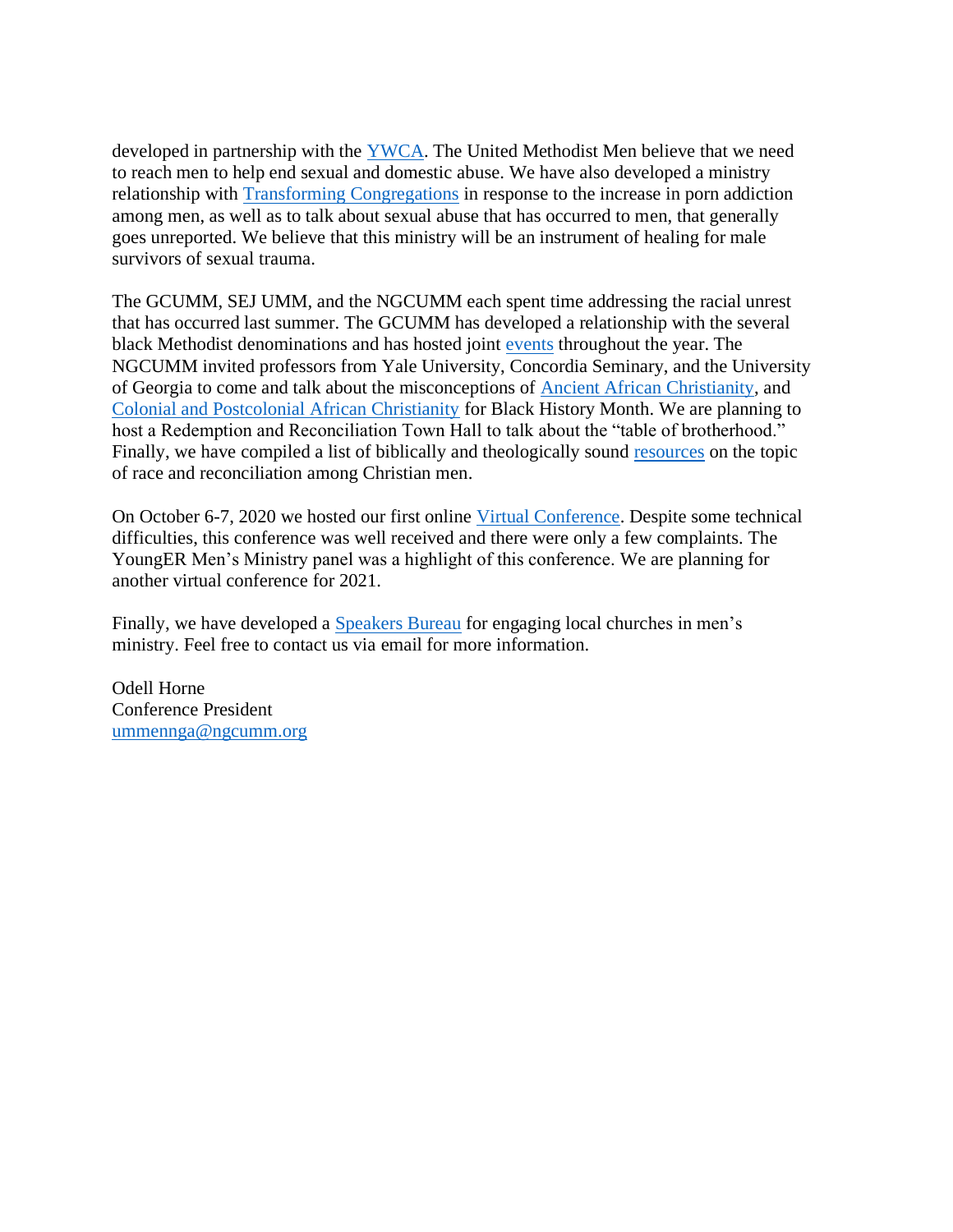developed in partnership with the YWCA. The United Methodist Men believe that we need to reach men to help end sexual and domestic abuse. We have also developed a ministry relationship with Transforming Congregations in response to the increase in porn addiction among men, as well as to talk about sexual abuse that has occurred to men, that generally goes unreported. We believe that this ministry will be an instrument of healing for male survivors of sexual trauma.

The GCUMM, SEJ UMM, and the NGCUMM each spent time addressing the racial unrest that has occurred last summer. The GCUMM has developed a relationship with the several black Methodist denominations and has hosted joint events throughout the year. The NGCUMM invited professors from Yale University, Concordia Seminary, and the University of Georgia to come and talk about the misconceptions of Ancient African Christianity, and Colonial and Postcolonial African Christianity for Black History Month. We are planning to host a Redemption and Reconciliation Town Hall to talk about the "table of brotherhood." Finally, we have compiled a list of biblically and theologically sound resources on the topic of race and reconciliation among Christian men.

On October 6-7, 2020 we hosted our first online Virtual Conference. Despite some technical difficulties, this conference was well received and there were only a few complaints. The YoungER Men's Ministry panel was a highlight of this conference. We are planning for another virtual conference for 2021.

Finally, we have developed a Speakers Bureau for engaging local churches in men's ministry. Feel free to contact us via email for more information.

Odell Horne
Conference President
ummennga@ngcumm.org